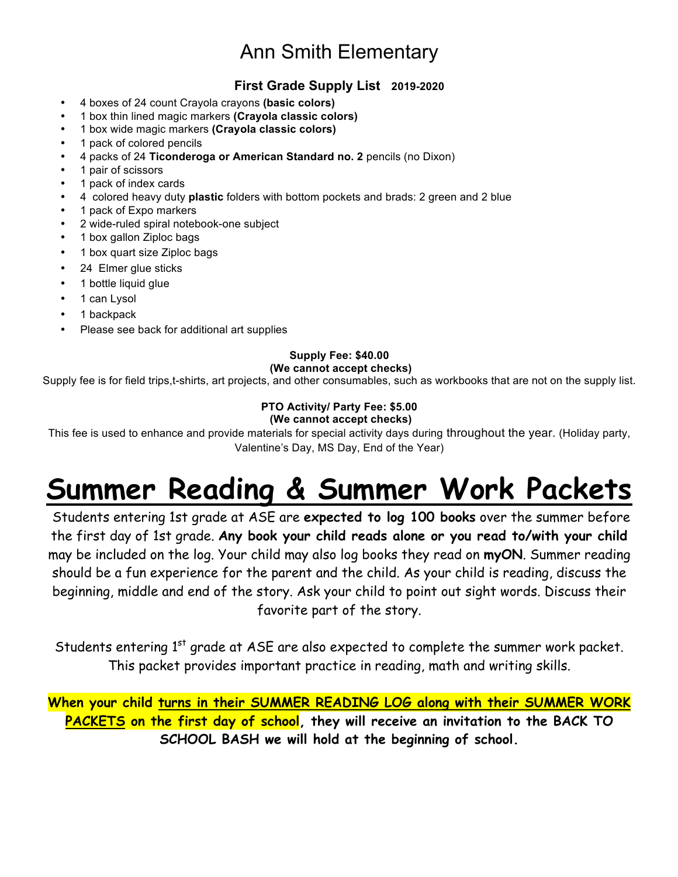# Ann Smith Elementary

### First Grade Supply List 2019-2020

- 4 boxes of 24 count Crayola crayons **(basic colors)**
- 1 box thin lined magic markers **(Crayola classic colors)**
- 1 box wide magic markers **(Crayola classic colors)**
- 1 pack of colored pencils
- 4 packs of 24 **Ticonderoga or American Standard no. 2** pencils (no Dixon)
- 1 pair of scissors
- 1 pack of index cards
- 4 colored heavy duty **plastic** folders with bottom pockets and brads: 2 green and 2 blue
- 1 pack of Expo markers
- 2 wide-ruled spiral notebook-one subject
- 1 box gallon Ziploc bags
- 1 box quart size Ziploc bags
- 24 Elmer glue sticks
- 1 bottle liquid glue
- 1 can Lysol
- 1 backpack
- Please see back for additional art supplies

**Supply Fee: $40.00**
**(We cannot accept checks)**

Supply fee is for field trips,t-shirts, art projects, and other consumables, such as workbooks that are not on the supply list.

**PTO Activity/ Party Fee: $5.00**
**(We cannot accept checks)**

This fee is used to enhance and provide materials for special activity days during throughout the year. (Holiday party, Valentine's Day, MS Day, End of the Year)

# Summer Reading & Summer Work Packets

Students entering 1st grade at ASE are **expected to log 100 books** over the summer before the first day of 1st grade. **Any book your child reads alone or you read to/with your child** may be included on the log. Your child may also log books they read on **myON**. Summer reading should be a fun experience for the parent and the child. As your child is reading, discuss the beginning, middle and end of the story. Ask your child to point out sight words. Discuss their favorite part of the story.

Students entering 1st grade at ASE are also expected to complete the summer work packet. This packet provides important practice in reading, math and writing skills.

**When your child turns in their SUMMER READING LOG along with their SUMMER WORK PACKETS on the first day of school, they will receive an invitation to the BACK TO SCHOOL BASH we will hold at the beginning of school.**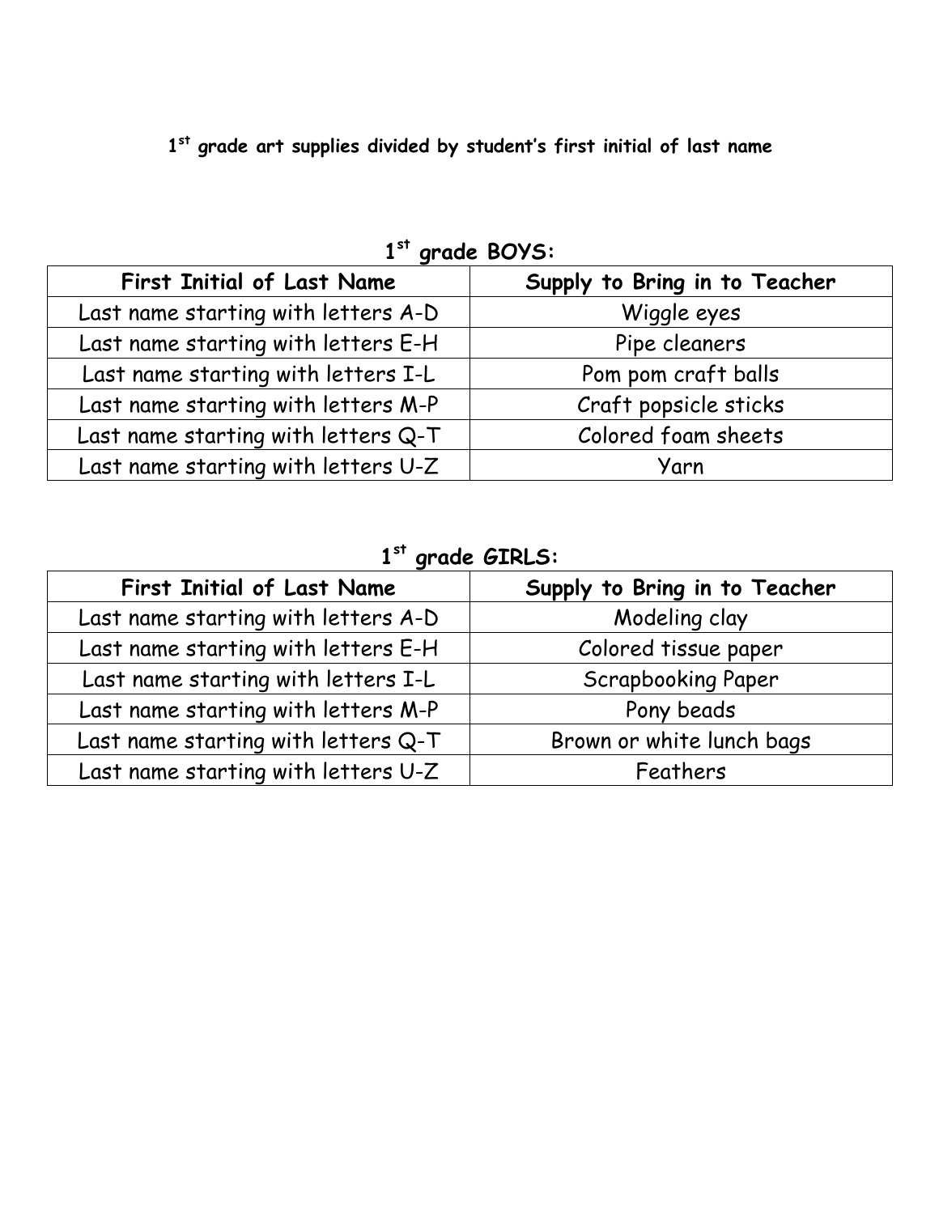**1st grade art supplies divided by student's first initial of last name**

## 1st grade BOYS:

| First Initial of Last Name | Supply to Bring in to Teacher |
|---|---|
| Last name starting with letters A-D | Wiggle eyes |
| Last name starting with letters E-H | Pipe cleaners |
| Last name starting with letters I-L | Pom pom craft balls |
| Last name starting with letters M-P | Craft popsicle sticks |
| Last name starting with letters Q-T | Colored foam sheets |
| Last name starting with letters U-Z | Yarn |

## 1st grade GIRLS:

| First Initial of Last Name | Supply to Bring in to Teacher |
|---|---|
| Last name starting with letters A-D | Modeling clay |
| Last name starting with letters E-H | Colored tissue paper |
| Last name starting with letters I-L | Scrapbooking Paper |
| Last name starting with letters M-P | Pony beads |
| Last name starting with letters Q-T | Brown or white lunch bags |
| Last name starting with letters U-Z | Feathers |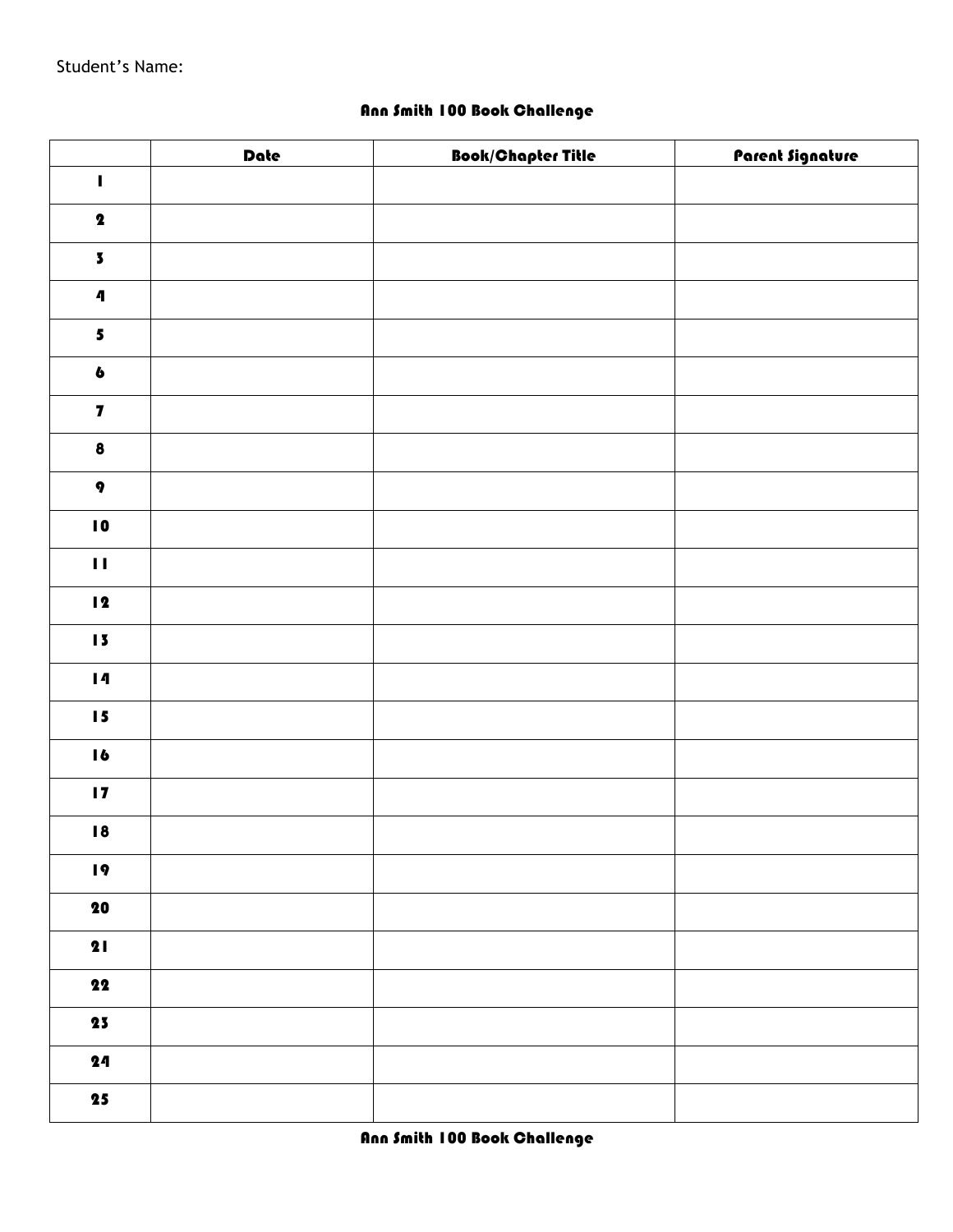Student's Name:

## Ann Smith 100 Book Challenge

| | Date | Book/Chapter Title | Parent Signature |
|---|---|---|---|
| 1 | | | |
| 2 | | | |
| 3 | | | |
| 4 | | | |
| 5 | | | |
| 6 | | | |
| 7 | | | |
| 8 | | | |
| 9 | | | |
| 10 | | | |
| 11 | | | |
| 12 | | | |
| 13 | | | |
| 14 | | | |
| 15 | | | |
| 16 | | | |
| 17 | | | |
| 18 | | | |
| 19 | | | |
| 20 | | | |
| 21 | | | |
| 22 | | | |
| 23 | | | |
| 24 | | | |
| 25 | | | |

**Ann Smith 100 Book Challenge**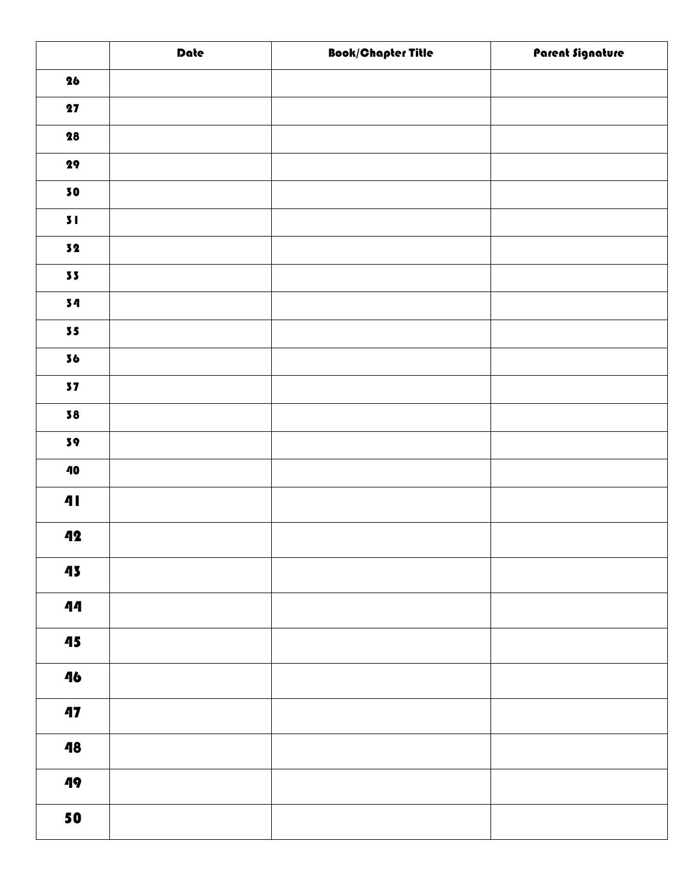| | Date | Book/Chapter Title | Parent Signature |
|---|---|---|---|
| 26 | | | |
| 27 | | | |
| 28 | | | |
| 29 | | | |
| 30 | | | |
| 31 | | | |
| 32 | | | |
| 33 | | | |
| 34 | | | |
| 35 | | | |
| 36 | | | |
| 37 | | | |
| 38 | | | |
| 39 | | | |
| 40 | | | |
| 41 | | | |
| 42 | | | |
| 43 | | | |
| 44 | | | |
| 45 | | | |
| 46 | | | |
| 47 | | | |
| 48 | | | |
| 49 | | | |
| 50 | | | |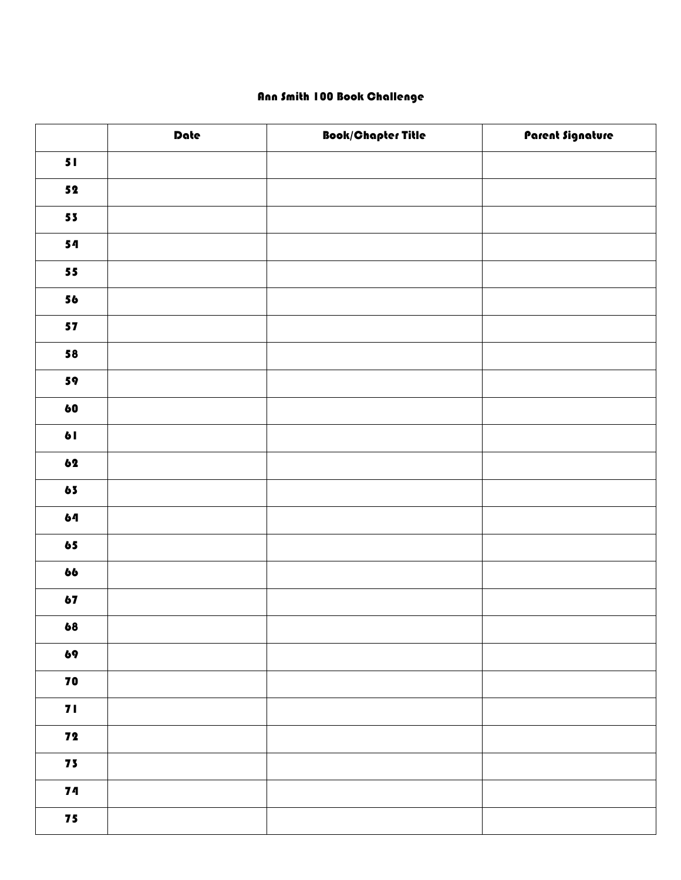# Ann Smith 100 Book Challenge

| | Date | Book/Chapter Title | Parent Signature |
|---|---|---|---|
| 51 | | | |
| 52 | | | |
| 53 | | | |
| 54 | | | |
| 55 | | | |
| 56 | | | |
| 57 | | | |
| 58 | | | |
| 59 | | | |
| 60 | | | |
| 61 | | | |
| 62 | | | |
| 63 | | | |
| 64 | | | |
| 65 | | | |
| 66 | | | |
| 67 | | | |
| 68 | | | |
| 69 | | | |
| 70 | | | |
| 71 | | | |
| 72 | | | |
| 73 | | | |
| 74 | | | |
| 75 | | | |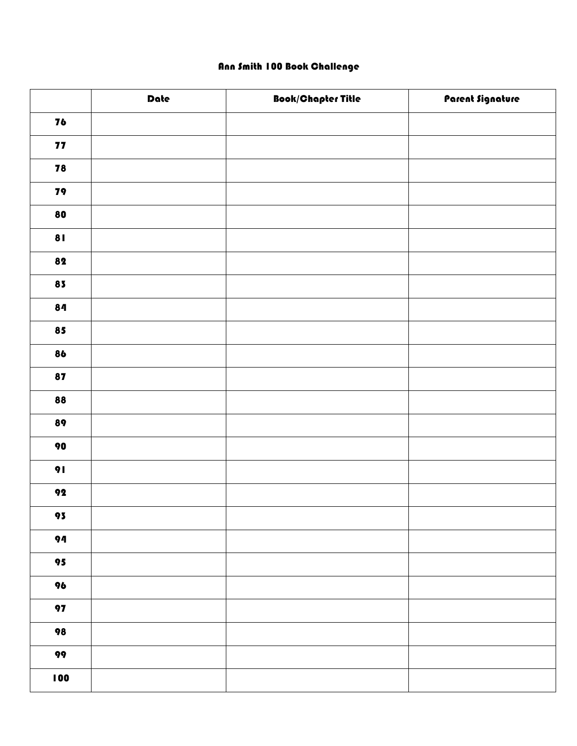# Ann Smith 100 Book Challenge

| | Date | Book/Chapter Title | Parent Signature |
|---|---|---|---|
| 76 | | | |
| 77 | | | |
| 78 | | | |
| 79 | | | |
| 80 | | | |
| 81 | | | |
| 82 | | | |
| 83 | | | |
| 84 | | | |
| 85 | | | |
| 86 | | | |
| 87 | | | |
| 88 | | | |
| 89 | | | |
| 90 | | | |
| 91 | | | |
| 92 | | | |
| 93 | | | |
| 94 | | | |
| 95 | | | |
| 96 | | | |
| 97 | | | |
| 98 | | | |
| 99 | | | |
| 100 | | | |